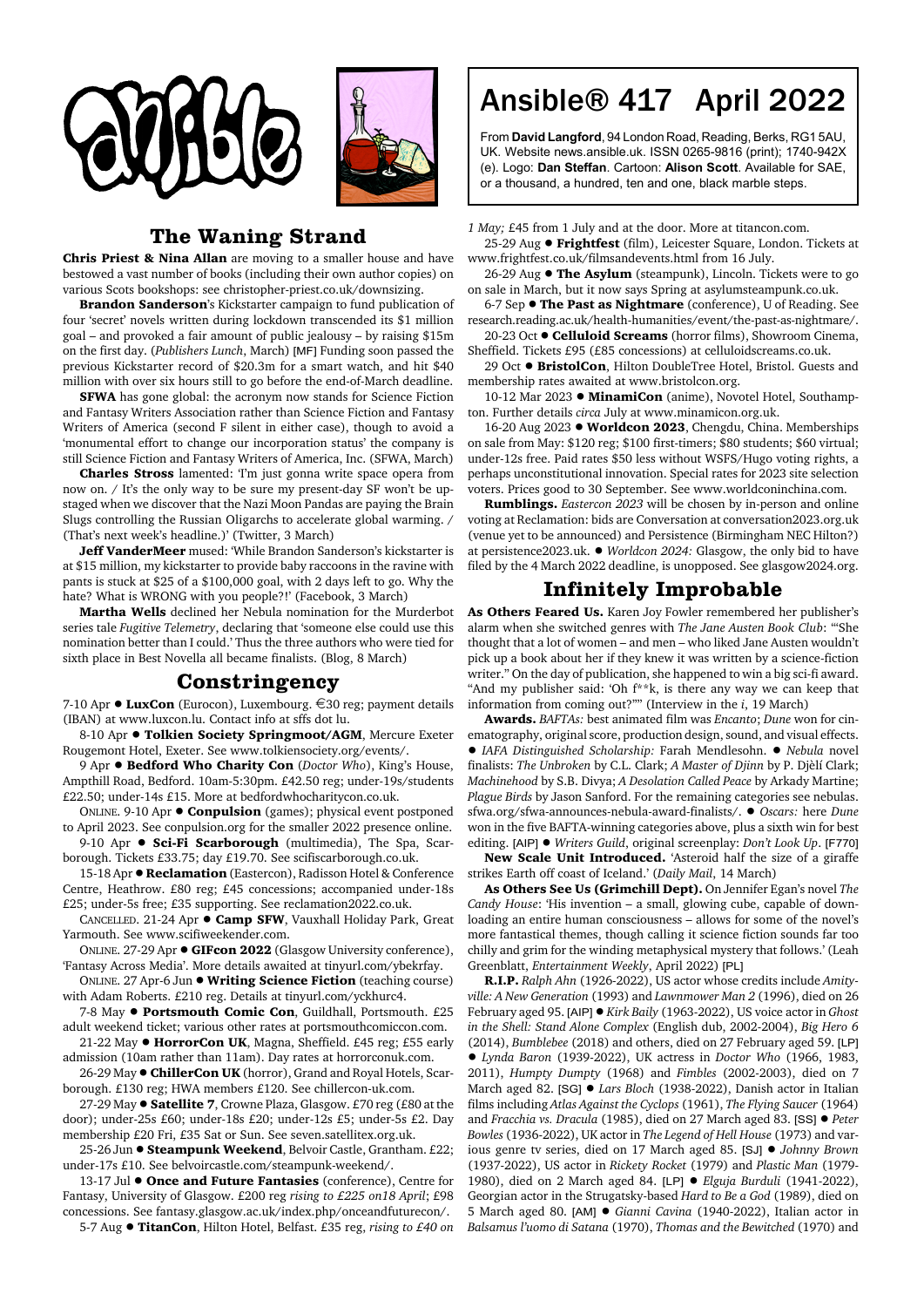# Ansible® 417 April 2022

From **David Langford**, 94 London Road, Reading, Berks, RG1 5AU, UK. Website news.ansible.uk. ISSN 0265-9816 (print); 1740-942X (e). Logo: **Dan Steffan**. Cartoon: **Alison Scott**. Available for SAE, or a thousand, a hundred, ten and one, black marble steps.

## The Waning Strand

**Chris Priest & Nina Allan** are moving to a smaller house and have bestowed a vast number of books (including their own author copies) on various Scots bookshops: see christopher-priest.co.uk/downsizing.

**Brandon Sanderson**'s Kickstarter campaign to fund publication of four 'secret' novels written during lockdown transcended its $1 million goal – and provoked a fair amount of public jealousy – by raising $15m on the first day. (*Publishers Lunch*, March) [MF] Funding soon passed the previous Kickstarter record of $20.3m for a smart watch, and hit $40 million with over six hours still to go before the end-of-March deadline.

**SFWA** has gone global: the acronym now stands for Science Fiction and Fantasy Writers Association rather than Science Fiction and Fantasy Writers of America (second F silent in either case), though to avoid a 'monumental effort to change our incorporation status' the company is still Science Fiction and Fantasy Writers of America, Inc. (SFWA, March)

**Charles Stross** lamented: 'I'm just gonna write space opera from now on. / It's the only way to be sure my present-day SF won't be upstaged when we discover that the Nazi Moon Pandas are paying the Brain Slugs controlling the Russian Oligarchs to accelerate global warming. / (That's next week's headline.)' (Twitter, 3 March)

**Jeff VanderMeer** mused: 'While Brandon Sanderson's kickstarter is at $15 million, my kickstarter to provide baby raccoons in the ravine with pants is stuck at $25 of a $100,000 goal, with 2 days left to go. Why the hate? What is WRONG with you people?!' (Facebook, 3 March)

**Martha Wells** declined her Nebula nomination for the Murderbot series tale *Fugitive Telemetry*, declaring that 'someone else could use this nomination better than I could.' Thus the three authors who were tied for sixth place in Best Novella all became finalists. (Blog, 8 March)

## Constringency

7-10 Apr ● **LuxCon** (Eurocon), Luxembourg. €30 reg; payment details (IBAN) at www.luxcon.lu. Contact info at sffs dot lu.

8-10 Apr ● **Tolkien Society Springmoot/AGM**, Mercure Exeter Rougemont Hotel, Exeter. See www.tolkiensociety.org/events/.

9 Apr ● **Bedford Who Charity Con** (*Doctor Who*), King's House, Ampthill Road, Bedford. 10am-5:30pm. £42.50 reg; under-19s/students £22.50; under-14s £15. More at bedfordwhocharitycon.co.uk.

ONLINE. 9-10 Apr ● **Conpulsion** (games); physical event postponed to April 2023. See conpulsion.org for the smaller 2022 presence online.

9-10 Apr ● **Sci-Fi Scarborough** (multimedia), The Spa, Scarborough. Tickets £33.75; day £19.70. See scifiscarborough.co.uk.

15-18 Apr ● **Reclamation** (Eastercon), Radisson Hotel & Conference Centre, Heathrow. £80 reg; £45 concessions; accompanied under-18s £25; under-5s free; £35 supporting. See reclamation2022.co.uk.

CANCELLED. 21-24 Apr ● **Camp SFW**, Vauxhall Holiday Park, Great Yarmouth. See www.scifiweekender.com.

ONLINE. 27-29 Apr ● **GIFcon 2022** (Glasgow University conference), 'Fantasy Across Media'. More details awaited at tinyurl.com/ybekrfay.

ONLINE. 27 Apr-6 Jun ● **Writing Science Fiction** (teaching course) with Adam Roberts. £210 reg. Details at tinyurl.com/yckhurc4.

7-8 May ● **Portsmouth Comic Con**, Guildhall, Portsmouth. £25 adult weekend ticket; various other rates at portsmouthcomiccon.com.

21-22 May ● **HorrorCon UK**, Magna, Sheffield. £45 reg; £55 early admission (10am rather than 11am). Day rates at horrorconuk.com.

26-29 May ● **ChillerCon UK** (horror), Grand and Royal Hotels, Scarborough. £130 reg; HWA members £120. See chillercon-uk.com.

27-29 May ● **Satellite 7**, Crowne Plaza, Glasgow. £70 reg (£80 at the door); under-25s £60; under-18s £20; under-12s £5; under-5s £2. Day membership £20 Fri, £35 Sat or Sun. See seven.satellitex.org.uk.

25-26 Jun ● **Steampunk Weekend**, Belvoir Castle, Grantham. £22; under-17s £10. See belvoircastle.com/steampunk-weekend/.

13-17 Jul ● **Once and Future Fantasies** (conference), Centre for Fantasy, University of Glasgow. £200 reg *rising to £225 on18 April*; £98 concessions. See fantasy.glasgow.ac.uk/index.php/onceandfuturecon/.

5-7 Aug ● **TitanCon**, Hilton Hotel, Belfast. £35 reg, *rising to £40 on 1 May;* £45 from 1 July and at the door. More at titancon.com.

25-29 Aug ● **Frightfest** (film), Leicester Square, London. Tickets at www.frightfest.co.uk/filmsandevents.html from 16 July.

26-29 Aug ● **The Asylum** (steampunk), Lincoln. Tickets were to go on sale in March, but it now says Spring at asylumsteampunk.co.uk.

6-7 Sep ● **The Past as Nightmare** (conference), U of Reading. See research.reading.ac.uk/health-humanities/event/the-past-as-nightmare/.

20-23 Oct ● **Celluloid Screams** (horror films), Showroom Cinema, Sheffield. Tickets £95 (£85 concessions) at celluloidscreams.co.uk.

29 Oct ● **BristolCon**, Hilton DoubleTree Hotel, Bristol. Guests and membership rates awaited at www.bristolcon.org.

10-12 Mar 2023 ● **MinamiCon** (anime), Novotel Hotel, Southampton. Further details *circa* July at www.minamicon.org.uk.

16-20 Aug 2023 ● **Worldcon 2023**, Chengdu, China. Memberships on sale from May: $120 reg; $100 first-timers; $80 students; $60 virtual; under-12s free. Paid rates $50 less without WSFS/Hugo voting rights, a perhaps unconstitutional innovation. Special rates for 2023 site selection voters. Prices good to 30 September. See www.worldconinchina.com.

**Rumblings.** *Eastercon 2023* will be chosen by in-person and online voting at Reclamation: bids are Conversation at conversation2023.org.uk (venue yet to be announced) and Persistence (Birmingham NEC Hilton?) at persistence2023.uk. ● *Worldcon 2024:* Glasgow, the only bid to have filed by the 4 March 2022 deadline, is unopposed. See glasgow2024.org.

## Infinitely Improbable

**As Others Feared Us.** Karen Joy Fowler remembered her publisher's alarm when she switched genres with *The Jane Austen Book Club*: '"She thought that a lot of women – and men – who liked Jane Austen wouldn't pick up a book about her if they knew it was written by a science-fiction writer." On the day of publication, she happened to win a big sci-fi award. "And my publisher said: 'Oh f**k, is there any way we can keep that information from coming out?'"' (Interview in the *i*, 19 March)

**Awards.** *BAFTAs:* best animated film was *Encanto*; *Dune* won for cinematography, original score, production design, sound, and visual effects. ● *IAFA Distinguished Scholarship:* Farah Mendlesohn. ● *Nebula* novel finalists: *The Unbroken* by C.L. Clark; *A Master of Djinn* by P. Djèlí Clark; *Machinehood* by S.B. Divya; *A Desolation Called Peace* by Arkady Martine; *Plague Birds* by Jason Sanford. For the remaining categories see nebulas. sfwa.org/sfwa-announces-nebula-award-finalists/. ● *Oscars:* here *Dune* won in the five BAFTA-winning categories above, plus a sixth win for best editing. [AIP] ● *Writers Guild*, original screenplay: *Don't Look Up*. [F770]

**New Scale Unit Introduced.** 'Asteroid half the size of a giraffe strikes Earth off coast of Iceland.' (*Daily Mail*, 14 March)

**As Others See Us (Grimchill Dept).** On Jennifer Egan's novel *The Candy House*: 'His invention – a small, glowing cube, capable of downloading an entire human consciousness – allows for some of the novel's more fantastical themes, though calling it science fiction sounds far too chilly and grim for the winding metaphysical mystery that follows.' (Leah Greenblatt, *Entertainment Weekly*, April 2022) [PL]

**R.I.P.** *Ralph Ahn* (1926-2022), US actor whose credits include *Amityville: A New Generation* (1993) and *Lawnmower Man 2* (1996), died on 26 February aged 95. [AIP] ● *Kirk Baily* (1963-2022), US voice actor in *Ghost in the Shell: Stand Alone Complex* (English dub, 2002-2004), *Big Hero 6* (2014), *Bumblebee* (2018) and others, died on 27 February aged 59. [LP] ● *Lynda Baron* (1939-2022), UK actress in *Doctor Who* (1966, 1983, 2011), *Humpty Dumpty* (1968) and *Fimbles* (2002-2003), died on 7 March aged 82. [SG] ● *Lars Bloch* (1938-2022), Danish actor in Italian films including *Atlas Against the Cyclops* (1961), *The Flying Saucer* (1964) and *Fracchia vs. Dracula* (1985), died on 27 March aged 83. [SS] ● *Peter Bowles* (1936-2022), UK actor in *The Legend of Hell House* (1973) and various genre tv series, died on 17 March aged 85. [SJ] ● *Johnny Brown* (1937-2022), US actor in *Rickety Rocket* (1979) and *Plastic Man* (1979-1980), died on 2 March aged 84. [LP] ● *Elguja Burduli* (1941-2022), Georgian actor in the Strugatsky-based *Hard to Be a God* (1989), died on 5 March aged 80. [AM] ● *Gianni Cavina* (1940-2022), Italian actor in *Balsamus l'uomo di Satana* (1970), *Thomas and the Bewitched* (1970) and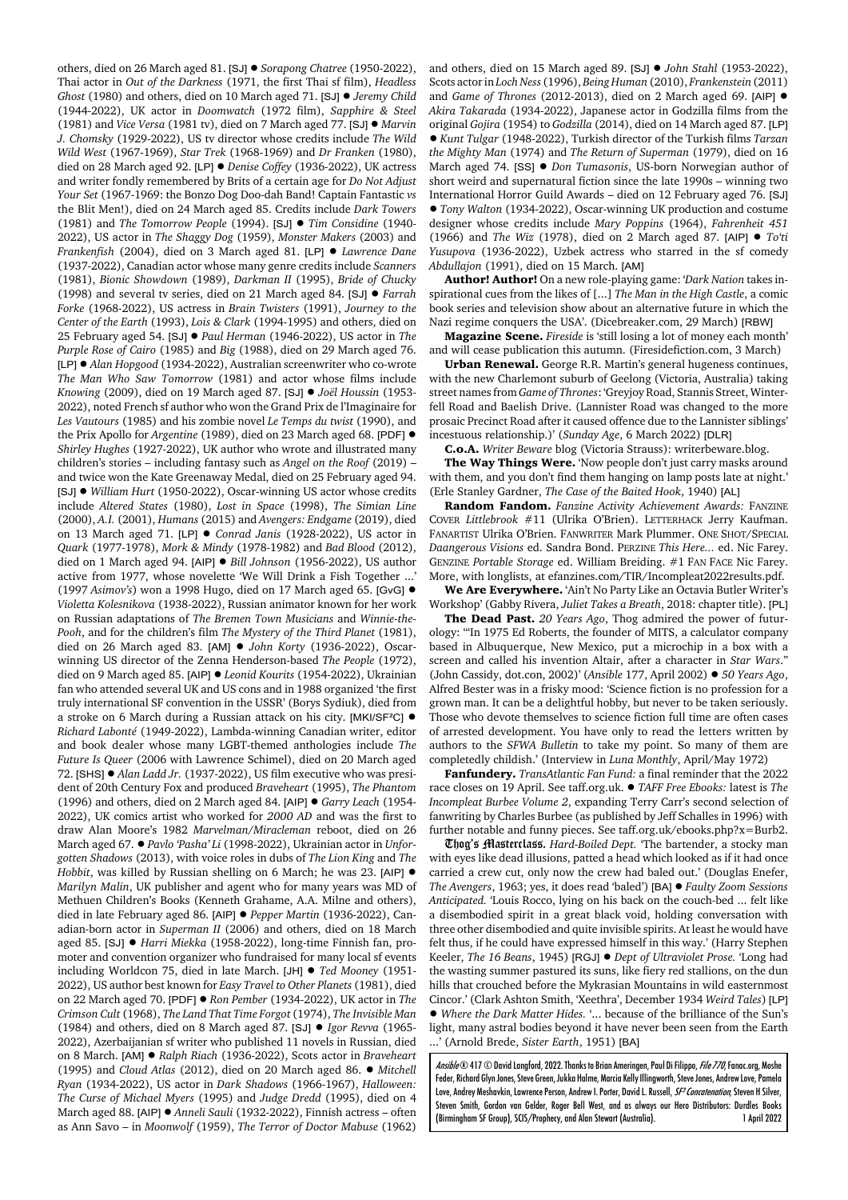others, died on 26 March aged 81. [SJ] ● *Sorapong Chatree* (1950-2022), Thai actor in *Out of the Darkness* (1971, the first Thai sf film), *Headless Ghost* (1980) and others, died on 10 March aged 71. [SJ] ● *Jeremy Child* (1944-2022), UK actor in *Doomwatch* (1972 film), *Sapphire & Steel* (1981) and *Vice Versa* (1981 tv), died on 7 March aged 77. [SJ] ● *Marvin J. Chomsky* (1929-2022), US tv director whose credits include *The Wild Wild West* (1967-1969), *Star Trek* (1968-1969) and *Dr Franken* (1980), died on 28 March aged 92. [LP] ● *Denise Coffey* (1936-2022), UK actress and writer fondly remembered by Brits of a certain age for *Do Not Adjust Your Set* (1967-1969: the Bonzo Dog Doo-dah Band! Captain Fantastic *vs* the Blit Men!), died on 24 March aged 85. Credits include *Dark Towers* (1981) and *The Tomorrow People* (1994). [SJ] ● *Tim Considine* (1940-2022), US actor in *The Shaggy Dog* (1959), *Monster Makers* (2003) and *Frankenfish* (2004), died on 3 March aged 81. [LP] ● *Lawrence Dane* (1937-2022), Canadian actor whose many genre credits include *Scanners* (1981), *Bionic Showdown* (1989), *Darkman II* (1995), *Bride of Chucky* (1998) and several tv series, died on 21 March aged 84. [SJ] ● *Farrah Forke* (1968-2022), US actress in *Brain Twisters* (1991), *Journey to the Center of the Earth* (1993), *Lois & Clark* (1994-1995) and others, died on 25 February aged 54. [SJ] ● *Paul Herman* (1946-2022), US actor in *The Purple Rose of Cairo* (1985) and *Big* (1988), died on 29 March aged 76. [LP] ● *Alan Hopgood* (1934-2022), Australian screenwriter who co-wrote *The Man Who Saw Tomorrow* (1981) and actor whose films include *Knowing* (2009), died on 19 March aged 87. [SJ] ● *Joël Houssin* (1953-2022), noted French sf author who won the Grand Prix de l'Imaginaire for *Les Vautours* (1985) and his zombie novel *Le Temps du twist* (1990), and the Prix Apollo for *Argentine* (1989), died on 23 March aged 68. [PDF] ● *Shirley Hughes* (1927-2022), UK author who wrote and illustrated many children's stories – including fantasy such as *Angel on the Roof* (2019) – and twice won the Kate Greenaway Medal, died on 25 February aged 94. [SJ] ● *William Hurt* (1950-2022), Oscar-winning US actor whose credits include *Altered States* (1980), *Lost in Space* (1998), *The Simian Line* (2000), *A.I.* (2001), *Humans* (2015) and *Avengers: Endgame* (2019), died on 13 March aged 71. [LP] ● *Conrad Janis* (1928-2022), US actor in *Quark* (1977-1978), *Mork & Mindy* (1978-1982) and *Bad Blood* (2012), died on 1 March aged 94. [AIP] ● *Bill Johnson* (1956-2022), US author active from 1977, whose novelette 'We Will Drink a Fish Together ...' (1997 *Asimov's*) won a 1998 Hugo, died on 17 March aged 65. [GvG] ● *Violetta Kolesnikova* (1938-2022), Russian animator known for her work on Russian adaptations of *The Bremen Town Musicians* and *Winnie-the-Pooh*, and for the children's film *The Mystery of the Third Planet* (1981), died on 26 March aged 83. [AM] ● *John Korty* (1936-2022), Oscar-winning US director of the Zenna Henderson-based *The People* (1972), died on 9 March aged 85. [AIP] ● *Leonid Kourits* (1954-2022), Ukrainian fan who attended several UK and US cons and in 1988 organized 'the first truly international SF convention in the USSR' (Borys Sydiuk), died from a stroke on 6 March during a Russian attack on his city. [MKI/SF²C] ● *Richard Labonté* (1949-2022), Lambda-winning Canadian writer, editor and book dealer whose many LGBT-themed anthologies include *The Future Is Queer* (2006 with Lawrence Schimel), died on 20 March aged 72. [SHS] ● *Alan Ladd Jr.* (1937-2022), US film executive who was president of 20th Century Fox and produced *Braveheart* (1995), *The Phantom* (1996) and others, died on 2 March aged 84. [AIP] ● *Garry Leach* (1954-2022), UK comics artist who worked for *2000 AD* and was the first to draw Alan Moore's 1982 *Marvelman/Miracleman* reboot, died on 26 March aged 67. ● *Pavlo 'Pasha' Li* (1998-2022), Ukrainian actor in *Unforgotten Shadows* (2013), with voice roles in dubs of *The Lion King* and *The Hobbit*, was killed by Russian shelling on 6 March; he was 23. [AIP] ● *Marilyn Malin*, UK publisher and agent who for many years was MD of Methuen Children's Books (Kenneth Grahame, A.A. Milne and others), died in late February aged 86. [AIP] ● *Pepper Martin* (1936-2022), Canadian-born actor in *Superman II* (2006) and others, died on 18 March aged 85. [SJ] ● *Harri Miekka* (1958-2022), long-time Finnish fan, promoter and convention organizer who fundraised for many local sf events including Worldcon 75, died in late March. [JH] ● *Ted Mooney* (1951-2022), US author best known for *Easy Travel to Other Planets* (1981), died on 22 March aged 70. [PDF] ● *Ron Pember* (1934-2022), UK actor in *The Crimson Cult* (1968), *The Land That Time Forgot* (1974), *The Invisible Man* (1984) and others, died on 8 March aged 87. [SJ] ● *Igor Revva* (1965-2022), Azerbaijanian sf writer who published 11 novels in Russian, died on 8 March. [AM] ● *Ralph Riach* (1936-2022), Scots actor in *Braveheart* (1995) and *Cloud Atlas* (2012), died on 20 March aged 86. ● *Mitchell Ryan* (1934-2022), US actor in *Dark Shadows* (1966-1967), *Halloween: The Curse of Michael Myers* (1995) and *Judge Dredd* (1995), died on 4 March aged 88. [AIP] ● *Anneli Sauli* (1932-2022), Finnish actress – often as Ann Savo – in *Moonwolf* (1959), *The Terror of Doctor Mabuse* (1962) and others, died on 15 March aged 89. [SJ] ● *John Stahl* (1953-2022), Scots actor in *Loch Ness* (1996), *Being Human* (2010), *Frankenstein* (2011) and *Game of Thrones* (2012-2013), died on 2 March aged 69. [AIP] ● *Akira Takarada* (1934-2022), Japanese actor in Godzilla films from the original *Gojira* (1954) to *Godzilla* (2014), died on 14 March aged 87. [LP] ● *Kunt Tulgar* (1948-2022), Turkish director of the Turkish films *Tarzan the Mighty Man* (1974) and *The Return of Superman* (1979), died on 16 March aged 74. [SS] ● *Don Tumasonis*, US-born Norwegian author of short weird and supernatural fiction since the late 1990s – winning two International Horror Guild Awards – died on 12 February aged 76. [SJ] ● *Tony Walton* (1934-2022), Oscar-winning UK production and costume designer whose credits include *Mary Poppins* (1964), *Fahrenheit 451* (1966) and *The Wiz* (1978), died on 2 March aged 87. [AIP] ● *To'ti Yusupova* (1936-2022), Uzbek actress who starred in the sf comedy *Abdullajon* (1991), died on 15 March. [AM]

**Author! Author!** On a new role-playing game: '*Dark Nation* takes inspirational cues from the likes of [...] *The Man in the High Castle*, a comic book series and television show about an alternative future in which the Nazi regime conquers the USA'. (Dicebreaker.com, 29 March) [RBW]

**Magazine Scene.** *Fireside* is 'still losing a lot of money each month' and will cease publication this autumn. (Firesidefiction.com, 3 March)

**Urban Renewal.** George R.R. Martin's general hugeness continues, with the new Charlemont suburb of Geelong (Victoria, Australia) taking street names from *Game of Thrones*: 'Greyjoy Road, Stannis Street, Winterfell Road and Baelish Drive. (Lannister Road was changed to the more prosaic Precinct Road after it caused offence due to the Lannister siblings' incestuous relationship.)' (*Sunday Age*, 6 March 2022) [DLR]

**C.o.A.** *Writer Beware* blog (Victoria Strauss): writerbeware.blog.

**The Way Things Were.** 'Now people don't just carry masks around with them, and you don't find them hanging on lamp posts late at night.' (Erle Stanley Gardner, *The Case of the Baited Hook*, 1940) [AL]

**Random Fandom.** *Fanzine Activity Achievement Awards:* FANZINE COVER *Littlebrook* #11 (Ulrika O'Brien). LETTERHACK Jerry Kaufman. FANARTIST Ulrika O'Brien. FANWRITER Mark Plummer. ONE SHOT/SPECIAL *Daangerous Visions* ed. Sandra Bond. PERZINE *This Here...* ed. Nic Farey. GENZINE *Portable Storage* ed. William Breiding. #1 FAN FACE Nic Farey. More, with longlists, at efanzines.com/TIR/Incompleat2022results.pdf.

**We Are Everywhere.** 'Ain't No Party Like an Octavia Butler Writer's Workshop' (Gabby Rivera, *Juliet Takes a Breath*, 2018: chapter title). [PL]

**The Dead Past.** *20 Years Ago*, Thog admired the power of futurology: '"In 1975 Ed Roberts, the founder of MITS, a calculator company based in Albuquerque, New Mexico, put a microchip in a box with a screen and called his invention Altair, after a character in *Star Wars*." (John Cassidy, dot.con, 2002)' (*Ansible* 177, April 2002) ● *50 Years Ago*, Alfred Bester was in a frisky mood: 'Science fiction is no profession for a grown man. It can be a delightful hobby, but never to be taken seriously. Those who devote themselves to science fiction full time are often cases of arrested development. You have only to read the letters written by authors to the *SFWA Bulletin* to take my point. So many of them are completedly childish.' (Interview in *Luna Monthly*, April/May 1972)

**Fanfundery.** *TransAtlantic Fan Fund:* a final reminder that the 2022 race closes on 19 April. See taff.org.uk. ● *TAFF Free Ebooks:* latest is *The Incompleat Burbee Volume 2*, expanding Terry Carr's second selection of fanwriting by Charles Burbee (as published by Jeff Schalles in 1996) with further notable and funny pieces. See taff.org.uk/ebooks.php?x=Burb2.

**Thog's Masterclass.** *Hard-Boiled Dept.* 'The bartender, a stocky man with eyes like dead illusions, patted a head which looked as if it had once carried a crew cut, only now the crew had baled out.' (Douglas Enefer, *The Avengers*, 1963; yes, it does read 'baled') [BA] ● *Faulty Zoom Sessions Anticipated.* 'Louis Rocco, lying on his back on the couch-bed ... felt like a disembodied spirit in a great black void, holding conversation with three other disembodied and quite invisible spirits. At least he would have felt thus, if he could have expressed himself in this way.' (Harry Stephen Keeler, *The 16 Beans*, 1945) [RGJ] ● *Dept of Ultraviolet Prose.* 'Long had the wasting summer pastured its suns, like fiery red stallions, on the dun hills that crouched before the Mykrasian Mountains in wild easternmost Cincor.' (Clark Ashton Smith, 'Xeethra', December 1934 *Weird Tales*) [LP] ● *Where the Dark Matter Hides.* '... because of the brilliance of the Sun's light, many astral bodies beyond it have never been seen from the Earth ...' (Arnold Brede, *Sister Earth*, 1951) [BA]

*Ansible*® 417 © David Langford, 2022. Thanks to Brian Ameringen, Paul Di Filippo, *File 770*, Fanac.org, Moshe Feder, Richard Glyn Jones, Steve Green, Jukka Halme, Marcia Kelly Illingworth, Steve Jones, Andrew Love, Pamela Love, Andrey Meshavkin, Lawrence Person, Andrew I. Porter, David L. Russell, *SF² Concatenation*, Steven H Silver, Steven Smith, Gordon van Gelder, Roger Bell West, and as always our Hero Distributors: Durdles Books (Birmingham SF Group), SCIS/Prophecy, and Alan Stewart (Australia). 1 April 2022